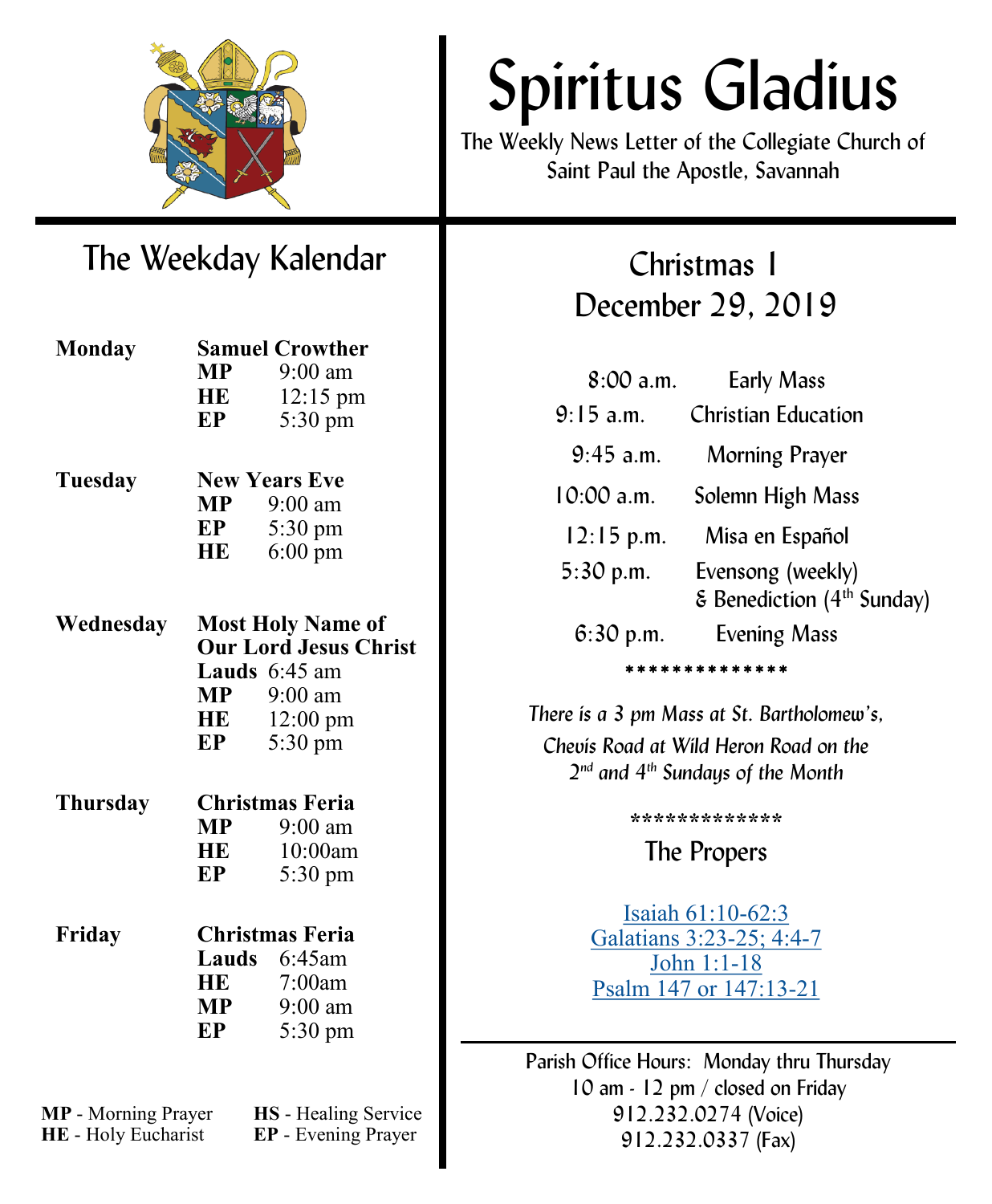# Spiritus Gladius

The Weekly News Letter of the Collegiate Church of Saint Paul the Apostle, Savannah

## The Weekday Kalendar

**Monday** — **Samuel Crowther**
**MP** 9:00 am
**HE** 12:15 pm
**EP** 5:30 pm

**Tuesday** — **New Years Eve**
**MP** 9:00 am
**EP** 5:30 pm
**HE** 6:00 pm

**Wednesday** — **Most Holy Name of Our Lord Jesus Christ**
**Lauds** 6:45 am
**MP** 9:00 am
**HE** 12:00 pm
**EP** 5:30 pm

**Thursday** — **Christmas Feria**
**MP** 9:00 am
**HE** 10:00am
**EP** 5:30 pm

**Friday** — **Christmas Feria**
**Lauds** 6:45am
**HE** 7:00am
**MP** 9:00 am
**EP** 5:30 pm

**MP** - Morning Prayer
**HE** - Holy Eucharist
**HS** - Healing Service
**EP** - Evening Prayer

## Christmas 1
## December 29, 2019

| | |
|---|---|
| 8:00 a.m. | Early Mass |
| 9:15 a.m. | Christian Education |
| 9:45 a.m. | Morning Prayer |
| 10:00 a.m. | Solemn High Mass |
| 12:15 p.m. | Misa en Español |
| 5:30 p.m. | Evensong (weekly) & Benediction (4th Sunday) |
| 6:30 p.m. | Evening Mass |

**************

*There is a 3 pm Mass at St. Bartholomew's, Chevis Road at Wild Heron Road on the 2nd and 4th Sundays of the Month*

*************

### The Propers

Isaiah 61:10-62:3
Galatians 3:23-25; 4:4-7
John 1:1-18
Psalm 147 or 147:13-21

---

Parish Office Hours: Monday thru Thursday
10 am - 12 pm / closed on Friday
912.232.0274 (Voice)
912.232.0337 (Fax)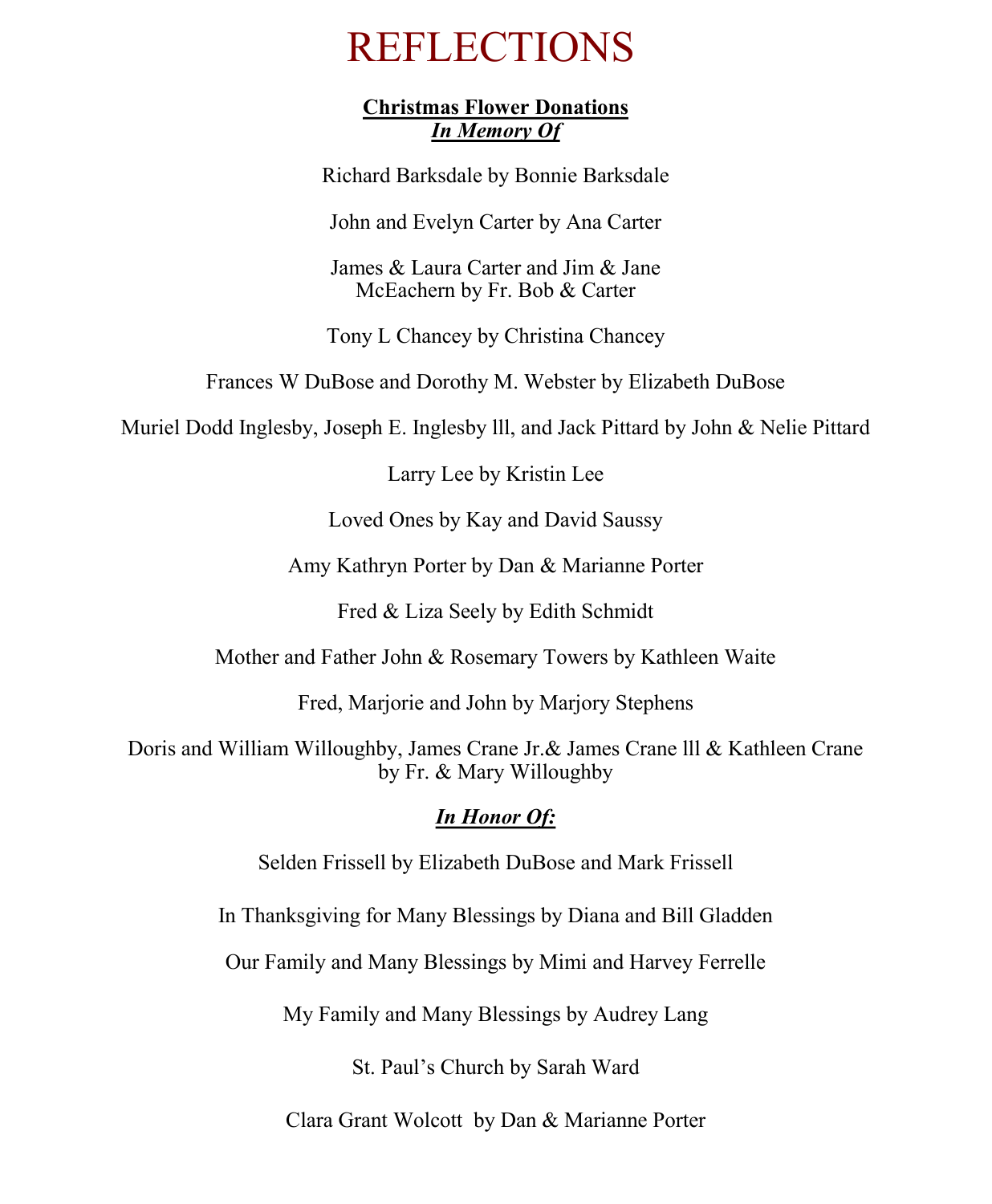# REFLECTIONS

**Christmas Flower Donations**
***In Memory Of***

Richard Barksdale by Bonnie Barksdale

John and Evelyn Carter by Ana Carter

James & Laura Carter and Jim & Jane McEachern by Fr. Bob & Carter

Tony L Chancey by Christina Chancey

Frances W DuBose and Dorothy M. Webster by Elizabeth DuBose

Muriel Dodd Inglesby, Joseph E. Inglesby lll, and Jack Pittard by John & Nelie Pittard

Larry Lee by Kristin Lee

Loved Ones by Kay and David Saussy

Amy Kathryn Porter by Dan & Marianne Porter

Fred & Liza Seely by Edith Schmidt

Mother and Father John & Rosemary Towers by Kathleen Waite

Fred, Marjorie and John by Marjory Stephens

Doris and William Willoughby, James Crane Jr.& James Crane lll & Kathleen Crane by Fr. & Mary Willoughby

***In Honor Of:***

Selden Frissell by Elizabeth DuBose and Mark Frissell

In Thanksgiving for Many Blessings by Diana and Bill Gladden

Our Family and Many Blessings by Mimi and Harvey Ferrelle

My Family and Many Blessings by Audrey Lang

St. Paul's Church by Sarah Ward

Clara Grant Wolcott by Dan & Marianne Porter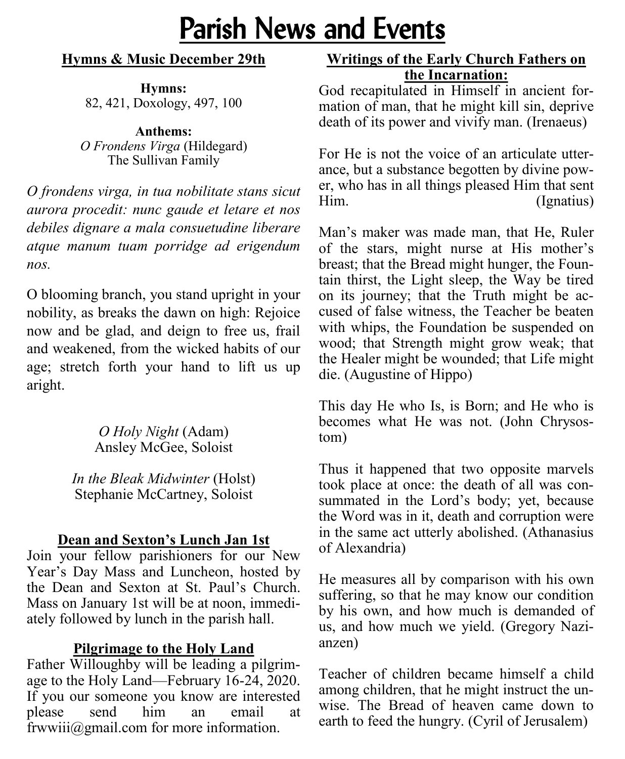# Parish News and Events

## Hymns & Music December 29th

**Hymns:**
82, 421, Doxology, 497, 100

**Anthems:**
*O Frondens Virga* (Hildegard)
The Sullivan Family

*O frondens virga, in tua nobilitate stans sicut aurora procedit: nunc gaude et letare et nos debiles dignare a mala consuetudine liberare atque manum tuam porridge ad erigendum nos.*

O blooming branch, you stand upright in your nobility, as breaks the dawn on high: Rejoice now and be glad, and deign to free us, frail and weakened, from the wicked habits of our age; stretch forth your hand to lift us up aright.

*O Holy Night* (Adam)
Ansley McGee, Soloist

*In the Bleak Midwinter* (Holst)
Stephanie McCartney, Soloist

## Dean and Sexton's Lunch Jan 1st

Join your fellow parishioners for our New Year's Day Mass and Luncheon, hosted by the Dean and Sexton at St. Paul's Church. Mass on January 1st will be at noon, immediately followed by lunch in the parish hall.

## Pilgrimage to the Holy Land

Father Willoughby will be leading a pilgrimage to the Holy Land—February 16-24, 2020. If you our someone you know are interested please send him an email at frwwiii@gmail.com for more information.

## Writings of the Early Church Fathers on the Incarnation:

God recapitulated in Himself in ancient formation of man, that he might kill sin, deprive death of its power and vivify man. (Irenaeus)

For He is not the voice of an articulate utterance, but a substance begotten by divine power, who has in all things pleased Him that sent Him. (Ignatius)

Man's maker was made man, that He, Ruler of the stars, might nurse at His mother's breast; that the Bread might hunger, the Fountain thirst, the Light sleep, the Way be tired on its journey; that the Truth might be accused of false witness, the Teacher be beaten with whips, the Foundation be suspended on wood; that Strength might grow weak; that the Healer might be wounded; that Life might die. (Augustine of Hippo)

This day He who Is, is Born; and He who is becomes what He was not. (John Chrysostom)

Thus it happened that two opposite marvels took place at once: the death of all was consummated in the Lord's body; yet, because the Word was in it, death and corruption were in the same act utterly abolished. (Athanasius of Alexandria)

He measures all by comparison with his own suffering, so that he may know our condition by his own, and how much is demanded of us, and how much we yield. (Gregory Nazianzen)

Teacher of children became himself a child among children, that he might instruct the unwise. The Bread of heaven came down to earth to feed the hungry. (Cyril of Jerusalem)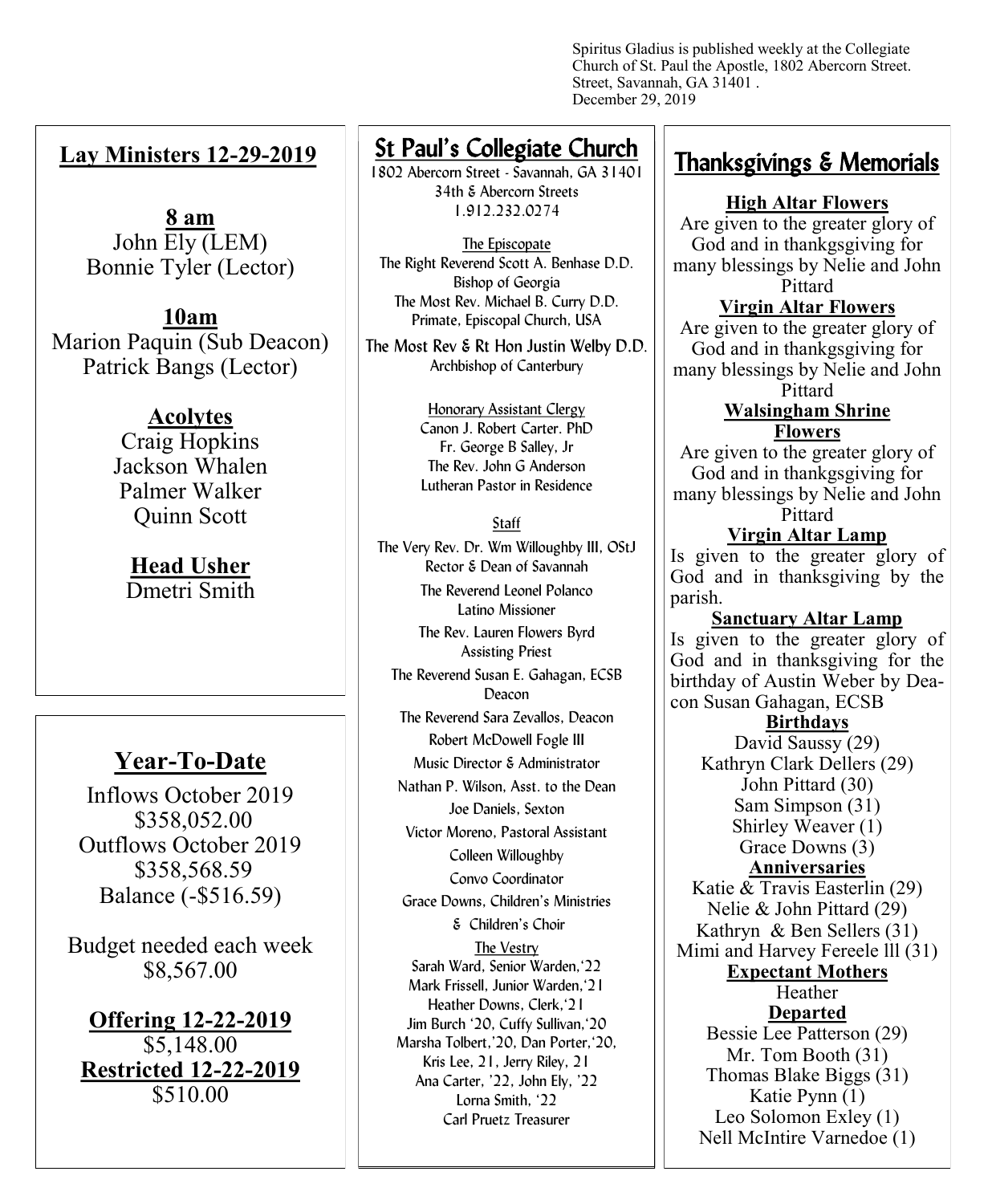Spiritus Gladius is published weekly at the Collegiate Church of St. Paul the Apostle, 1802 Abercorn Street. Street, Savannah, GA 31401 .
December 29, 2019

## Lay Ministers 12-29-2019

**8 am**
John Ely (LEM)
Bonnie Tyler (Lector)

**10am**
Marion Paquin (Sub Deacon)
Patrick Bangs (Lector)

**Acolytes**
Craig Hopkins
Jackson Whalen
Palmer Walker
Quinn Scott

**Head Usher**
Dmetri Smith

## Year-To-Date

Inflows October 2019
$358,052.00
Outflows October 2019
$358,568.59
Balance (-$516.59)

Budget needed each week
$8,567.00

**Offering 12-22-2019**
$5,148.00
**Restricted 12-22-2019**
$510.00

## St Paul's Collegiate Church

1802 Abercorn Street - Savannah, GA 31401
34th & Abercorn Streets
1.912.232.0274

The Episcopate
The Right Reverend Scott A. Benhase D.D.
Bishop of Georgia
The Most Rev. Michael B. Curry D.D.
Primate, Episcopal Church, USA
The Most Rev & Rt Hon Justin Welby D.D.
Archbishop of Canterbury

Honorary Assistant Clergy
Canon J. Robert Carter. PhD
Fr. George B Salley, Jr
The Rev. John G Anderson
Lutheran Pastor in Residence

Staff
The Very Rev. Dr. Wm Willoughby III, OStJ
Rector & Dean of Savannah
The Reverend Leonel Polanco
Latino Missioner
The Rev. Lauren Flowers Byrd
Assisting Priest
The Reverend Susan E. Gahagan, ECSB
Deacon
The Reverend Sara Zevallos, Deacon
Robert McDowell Fogle III
Music Director & Administrator
Nathan P. Wilson, Asst. to the Dean
Joe Daniels, Sexton
Victor Moreno, Pastoral Assistant
Colleen Willoughby
Convo Coordinator
Grace Downs, Children's Ministries
& Children's Choir

The Vestry
Sarah Ward, Senior Warden,'22
Mark Frissell, Junior Warden,'21
Heather Downs, Clerk,'21
Jim Burch '20, Cuffy Sullivan,'20
Marsha Tolbert,'20, Dan Porter,'20,
Kris Lee, 21, Jerry Riley, 21
Ana Carter, '22, John Ely, '22
Lorna Smith, '22
Carl Pruetz Treasurer

## Thanksgivings & Memorials

**High Altar Flowers**
Are given to the greater glory of God and in thankgsgiving for many blessings by Nelie and John Pittard

**Virgin Altar Flowers**
Are given to the greater glory of God and in thankgsgiving for many blessings by Nelie and John Pittard

**Walsingham Shrine Flowers**
Are given to the greater glory of God and in thankgsgiving for many blessings by Nelie and John Pittard

**Virgin Altar Lamp**
Is given to the greater glory of God and in thanksgiving by the parish.

**Sanctuary Altar Lamp**
Is given to the greater glory of God and in thanksgiving for the birthday of Austin Weber by Deacon Susan Gahagan, ECSB

**Birthdays**
David Saussy (29)
Kathryn Clark Dellers (29)
John Pittard (30)
Sam Simpson (31)
Shirley Weaver (1)
Grace Downs (3)

**Anniversaries**
Katie & Travis Easterlin (29)
Nelie & John Pittard (29)
Kathryn & Ben Sellers (31)
Mimi and Harvey Fereele lll (31)

**Expectant Mothers**
Heather

**Departed**
Bessie Lee Patterson (29)
Mr. Tom Booth (31)
Thomas Blake Biggs (31)
Katie Pynn (1)
Leo Solomon Exley (1)
Nell McIntire Varnedoe (1)